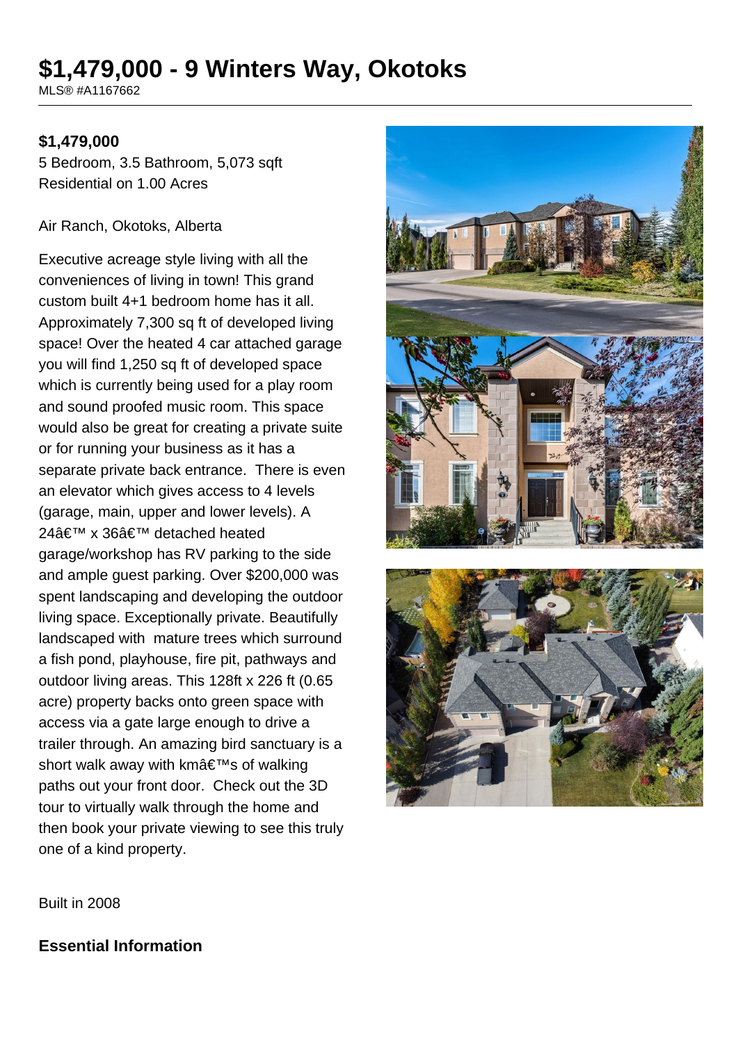# $1,479,000 - 9 Winters Way, Okotoks

MLS® #A1167662

**$1,479,000**

5 Bedroom, 3.5 Bathroom, 5,073 sqft
Residential on 1.00 Acres

Air Ranch, Okotoks, Alberta

Executive acreage style living with all the conveniences of living in town! This grand custom built 4+1 bedroom home has it all. Approximately 7,300 sq ft of developed living space! Over the heated 4 car attached garage you will find 1,250 sq ft of developed space which is currently being used for a play room and sound proofed music room. This space would also be great for creating a private suite or for running your business as it has a separate private back entrance. There is even an elevator which gives access to 4 levels (garage, main, upper and lower levels). A 24â€™ x 36â€™ detached heated garage/workshop has RV parking to the side and ample guest parking. Over $200,000 was spent landscaping and developing the outdoor living space. Exceptionally private. Beautifully landscaped with mature trees which surround a fish pond, playhouse, fire pit, pathways and outdoor living areas. This 128ft x 226 ft (0.65 acre) property backs onto green space with access via a gate large enough to drive a trailer through. An amazing bird sanctuary is a short walk away with kmâ€™s of walking paths out your front door. Check out the 3D tour to virtually walk through the home and then book your private viewing to see this truly one of a kind property.

Built in 2008

## Essential Information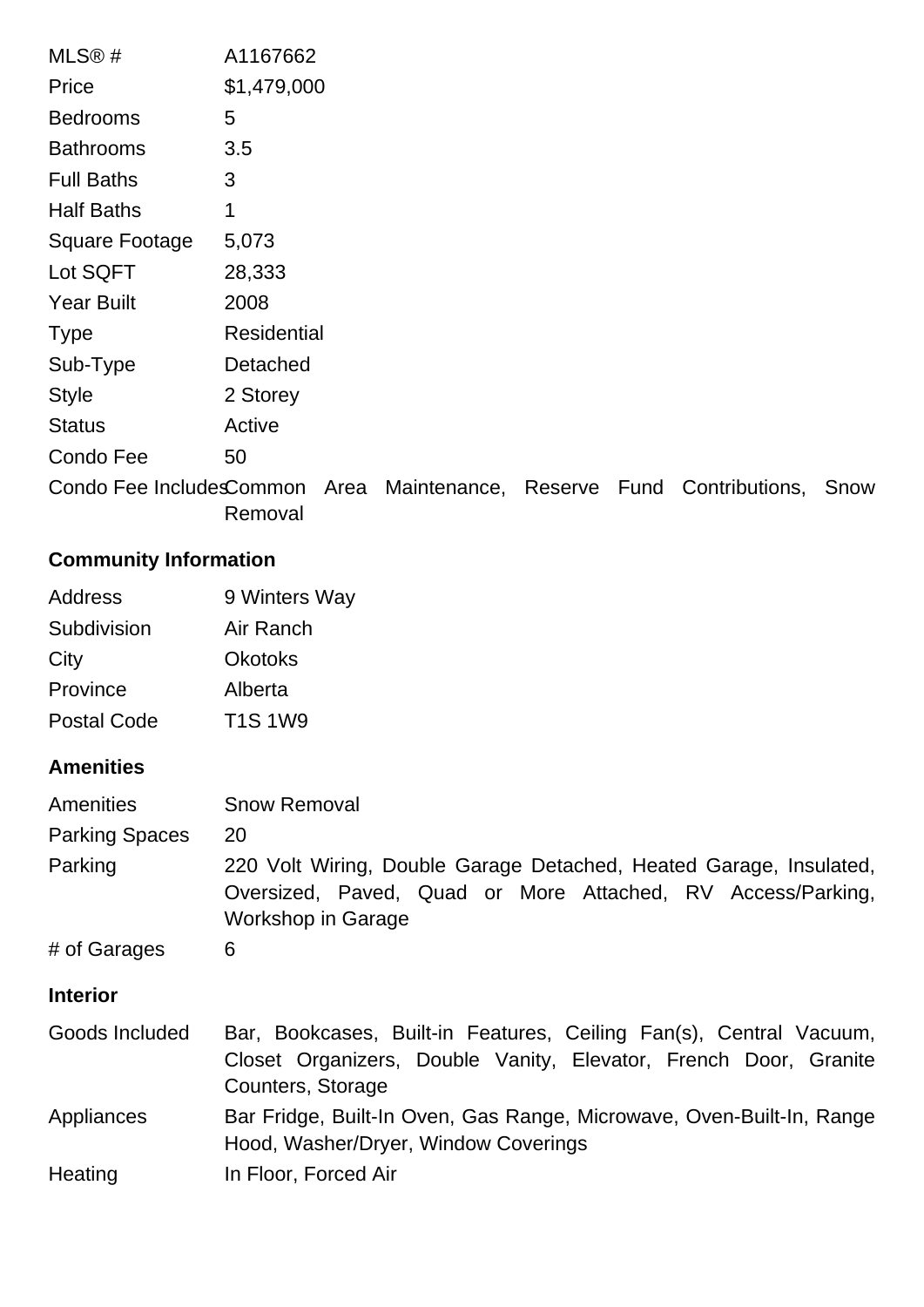| | |
|---|---|
| MLS® # | A1167662 |
| Price | $1,479,000 |
| Bedrooms | 5 |
| Bathrooms | 3.5 |
| Full Baths | 3 |
| Half Baths | 1 |
| Square Footage | 5,073 |
| Lot SQFT | 28,333 |
| Year Built | 2008 |
| Type | Residential |
| Sub-Type | Detached |
| Style | 2 Storey |
| Status | Active |
| Condo Fee | 50 |
| Condo Fee Includes | Common Area Maintenance, Reserve Fund Contributions, Snow Removal |

### Community Information

| | |
|---|---|
| Address | 9 Winters Way |
| Subdivision | Air Ranch |
| City | Okotoks |
| Province | Alberta |
| Postal Code | T1S 1W9 |

### Amenities

| | |
|---|---|
| Amenities | Snow Removal |
| Parking Spaces | 20 |
| Parking | 220 Volt Wiring, Double Garage Detached, Heated Garage, Insulated, Oversized, Paved, Quad or More Attached, RV Access/Parking, Workshop in Garage |
| # of Garages | 6 |

### Interior

| | |
|---|---|
| Goods Included | Bar, Bookcases, Built-in Features, Ceiling Fan(s), Central Vacuum, Closet Organizers, Double Vanity, Elevator, French Door, Granite Counters, Storage |
| Appliances | Bar Fridge, Built-In Oven, Gas Range, Microwave, Oven-Built-In, Range Hood, Washer/Dryer, Window Coverings |
| Heating | In Floor, Forced Air |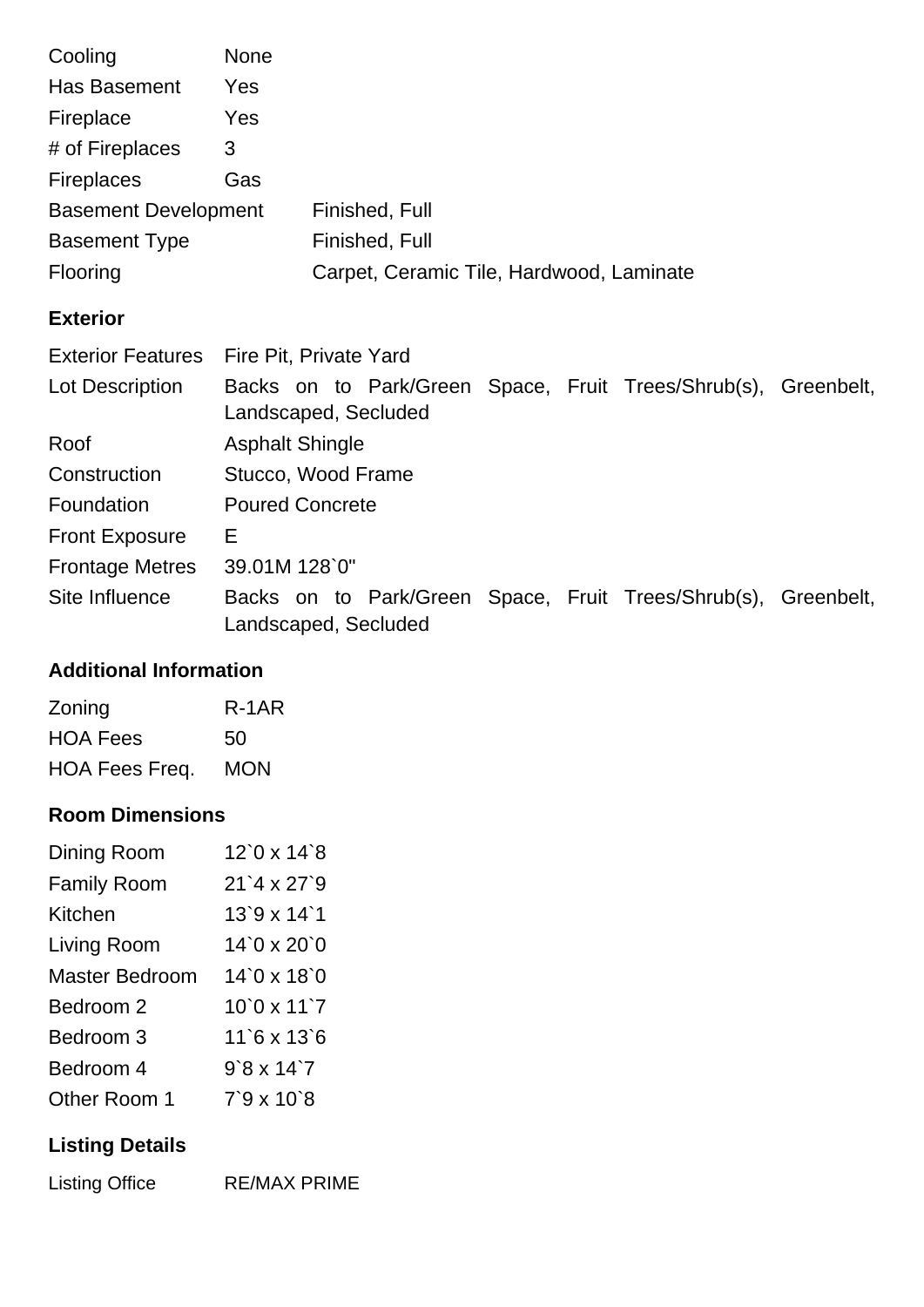| | |
|---|---|
| Cooling | None |
| Has Basement | Yes |
| Fireplace | Yes |
| # of Fireplaces | 3 |
| Fireplaces | Gas |
| Basement Development | Finished, Full |
| Basement Type | Finished, Full |
| Flooring | Carpet, Ceramic Tile, Hardwood, Laminate |

## Exterior

| | |
|---|---|
| Exterior Features | Fire Pit, Private Yard |
| Lot Description | Backs on to Park/Green Space, Fruit Trees/Shrub(s), Greenbelt, Landscaped, Secluded |
| Roof | Asphalt Shingle |
| Construction | Stucco, Wood Frame |
| Foundation | Poured Concrete |
| Front Exposure | E |
| Frontage Metres | 39.01M 128`0" |
| Site Influence | Backs on to Park/Green Space, Fruit Trees/Shrub(s), Greenbelt, Landscaped, Secluded |

## Additional Information

| | |
|---|---|
| Zoning | R-1AR |
| HOA Fees | 50 |
| HOA Fees Freq. | MON |

## Room Dimensions

| | |
|---|---|
| Dining Room | 12`0 x 14`8 |
| Family Room | 21`4 x 27`9 |
| Kitchen | 13`9 x 14`1 |
| Living Room | 14`0 x 20`0 |
| Master Bedroom | 14`0 x 18`0 |
| Bedroom 2 | 10`0 x 11`7 |
| Bedroom 3 | 11`6 x 13`6 |
| Bedroom 4 | 9`8 x 14`7 |
| Other Room 1 | 7`9 x 10`8 |

## Listing Details

| | |
|---|---|
| Listing Office | RE/MAX PRIME |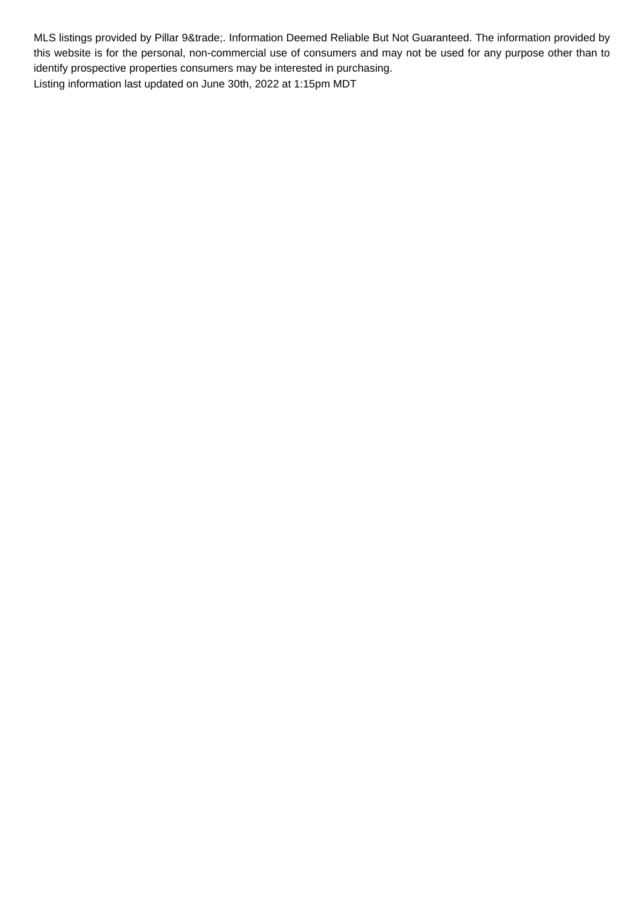MLS listings provided by Pillar 9&trade;. Information Deemed Reliable But Not Guaranteed. The information provided by this website is for the personal, non-commercial use of consumers and may not be used for any purpose other than to identify prospective properties consumers may be interested in purchasing.

Listing information last updated on June 30th, 2022 at 1:15pm MDT